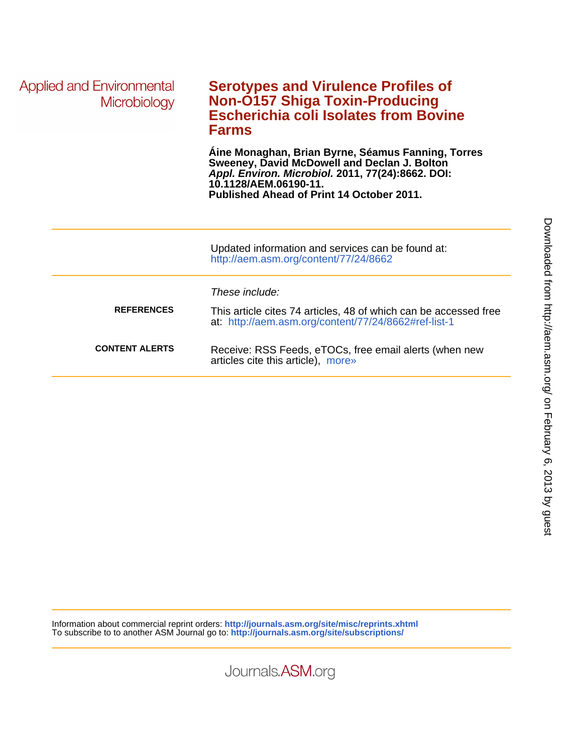Applied and Environmental Microbiology

# Serotypes and Virulence Profiles of Non-O157 Shiga Toxin-Producing Escherichia coli Isolates from Bovine Farms

**Áine Monaghan, Brian Byrne, Séamus Fanning, Torres Sweeney, David McDowell and Declan J. Bolton**
***Appl. Environ. Microbiol.*** **2011, 77(24):8662. DOI: 10.1128/AEM.06190-11.**
**Published Ahead of Print 14 October 2011.**

---

Updated information and services can be found at:
http://aem.asm.org/content/77/24/8662

---

*These include:*

**REFERENCES** This article cites 74 articles, 48 of which can be accessed free at: http://aem.asm.org/content/77/24/8662#ref-list-1

**CONTENT ALERTS** Receive: RSS Feeds, eTOCs, free email alerts (when new articles cite this article), more»

---

Information about commercial reprint orders: **http://journals.asm.org/site/misc/reprints.xhtml**
To subscribe to to another ASM Journal go to: **http://journals.asm.org/site/subscriptions/**

Journals.ASM.org

Downloaded from http://aem.asm.org/ on February 6, 2013 by guest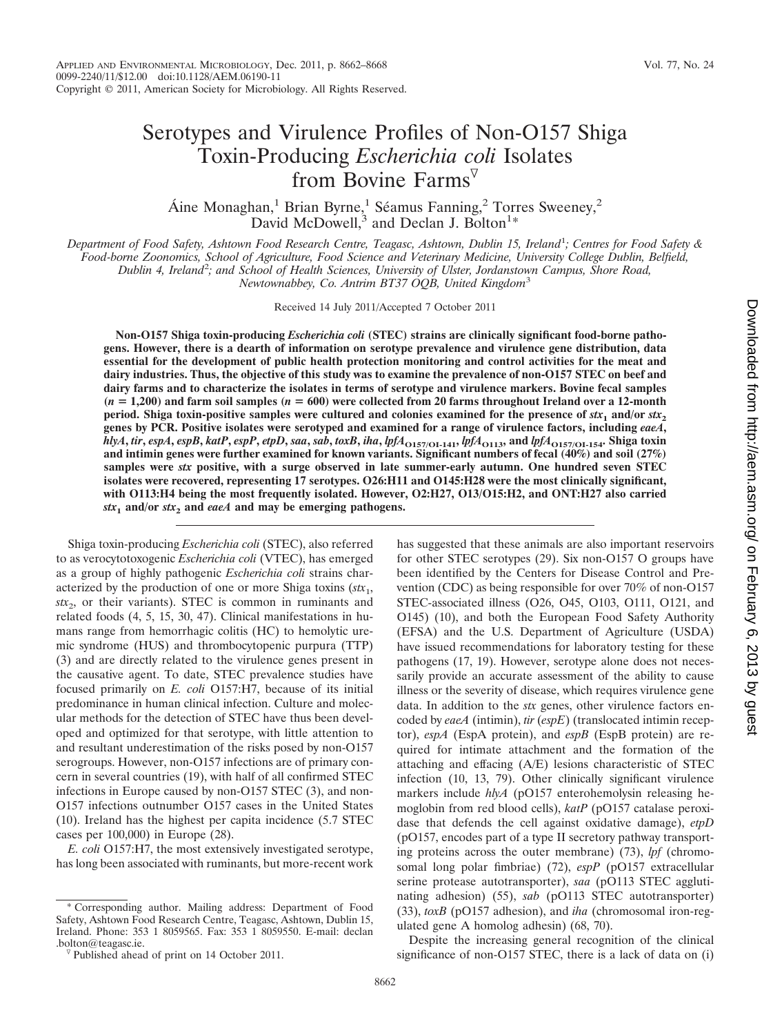# Serotypes and Virulence Profiles of Non-O157 Shiga Toxin-Producing *Escherichia coli* Isolates from Bovine Farms

Áine Monaghan,[1] Brian Byrne,[1] Séamus Fanning,[2] Torres Sweeney,[2] David McDowell,[3] and Declan J. Bolton[1]*

*Department of Food Safety, Ashtown Food Research Centre, Teagasc, Ashtown, Dublin 15, Ireland*[1]*; Centres for Food Safety & Food-borne Zoonomics, School of Agriculture, Food Science and Veterinary Medicine, University College Dublin, Belfield, Dublin 4, Ireland*[2]*; and School of Health Sciences, University of Ulster, Jordanstown Campus, Shore Road, Newtownabbey, Co. Antrim BT37 OQB, United Kingdom*[3]

Received 14 July 2011/Accepted 7 October 2011

**Non-O157 Shiga toxin-producing *Escherichia coli* (STEC) strains are clinically significant food-borne pathogens. However, there is a dearth of information on serotype prevalence and virulence gene distribution, data essential for the development of public health protection monitoring and control activities for the meat and dairy industries. Thus, the objective of this study was to examine the prevalence of non-O157 STEC on beef and dairy farms and to characterize the isolates in terms of serotype and virulence markers. Bovine fecal samples ($n = 1{,}200$) and farm soil samples ($n = 600$) were collected from 20 farms throughout Ireland over a 12-month period. Shiga toxin-positive samples were cultured and colonies examined for the presence of $stx_1$ and/or $stx_2$ genes by PCR. Positive isolates were serotyped and examined for a range of virulence factors, including *eaeA*, *hlyA*, *tir*, *espA*, *espB*, *katP*, *espP*, *etpD*, *saa*, *sab*, *toxB*, *iha*, $lpfA_{O157/OI\text{-}141}$, $lpfA_{O113}$, and $lpfA_{O157/OI\text{-}154}$. Shiga toxin and intimin genes were further examined for known variants. Significant numbers of fecal (40%) and soil (27%) samples were *stx* positive, with a surge observed in late summer-early autumn. One hundred seven STEC isolates were recovered, representing 17 serotypes. O26:H11 and O145:H28 were the most clinically significant, with O113:H4 being the most frequently isolated. However, O2:H27, O13/O15:H2, and ONT:H27 also carried $stx_1$ and/or $stx_2$ and *eaeA* and may be emerging pathogens.**

Shiga toxin-producing *Escherichia coli* (STEC), also referred to as verocytotoxogenic *Escherichia coli* (VTEC), has emerged as a group of highly pathogenic *Escherichia coli* strains characterized by the production of one or more Shiga toxins ($stx_1$, $stx_2$, or their variants). STEC is common in ruminants and related foods (4, 5, 15, 30, 47). Clinical manifestations in humans range from hemorrhagic colitis (HC) to hemolytic uremic syndrome (HUS) and thrombocytopenic purpura (TTP) (3) and are directly related to the virulence genes present in the causative agent. To date, STEC prevalence studies have focused primarily on *E. coli* O157:H7, because of its initial predominance in human clinical infection. Culture and molecular methods for the detection of STEC have thus been developed and optimized for that serotype, with little attention to and resultant underestimation of the risks posed by non-O157 serogroups. However, non-O157 infections are of primary concern in several countries (19), with half of all confirmed STEC infections in Europe caused by non-O157 STEC (3), and non-O157 infections outnumber O157 cases in the United States (10). Ireland has the highest per capita incidence (5.7 STEC cases per 100,000) in Europe (28).

*E. coli* O157:H7, the most extensively investigated serotype, has long been associated with ruminants, but more-recent work has suggested that these animals are also important reservoirs for other STEC serotypes (29). Six non-O157 O groups have been identified by the Centers for Disease Control and Prevention (CDC) as being responsible for over 70% of non-O157 STEC-associated illness (O26, O45, O103, O111, O121, and O145) (10), and both the European Food Safety Authority (EFSA) and the U.S. Department of Agriculture (USDA) have issued recommendations for laboratory testing for these pathogens (17, 19). However, serotype alone does not necessarily provide an accurate assessment of the ability to cause illness or the severity of disease, which requires virulence gene data. In addition to the *stx* genes, other virulence factors encoded by *eaeA* (intimin), *tir* (*espE*) (translocated intimin receptor), *espA* (EspA protein), and *espB* (EspB protein) are required for intimate attachment and the formation of the attaching and effacing (A/E) lesions characteristic of STEC infection (10, 13, 79). Other clinically significant virulence markers include *hlyA* (pO157 enterohemolysin releasing hemoglobin from red blood cells), *katP* (pO157 catalase peroxidase that defends the cell against oxidative damage), *etpD* (pO157, encodes part of a type II secretory pathway transporting proteins across the outer membrane) (73), *lpf* (chromosomal long polar fimbriae) (72), *espP* (pO157 extracellular serine protease autotransporter), *saa* (pO113 STEC agglutinating adhesion) (55), *sab* (pO113 STEC autotransporter) (33), *toxB* (pO157 adhesion), and *iha* (chromosomal iron-regulated gene A homolog adhesin) (68, 70).

Despite the increasing general recognition of the clinical significance of non-O157 STEC, there is a lack of data on (i)

\* Corresponding author. Mailing address: Department of Food Safety, Ashtown Food Research Centre, Teagasc, Ashtown, Dublin 15, Ireland. Phone: 353 1 8059565. Fax: 353 1 8059550. E-mail: declan.bolton@teagasc.ie.

▽ Published ahead of print on 14 October 2011.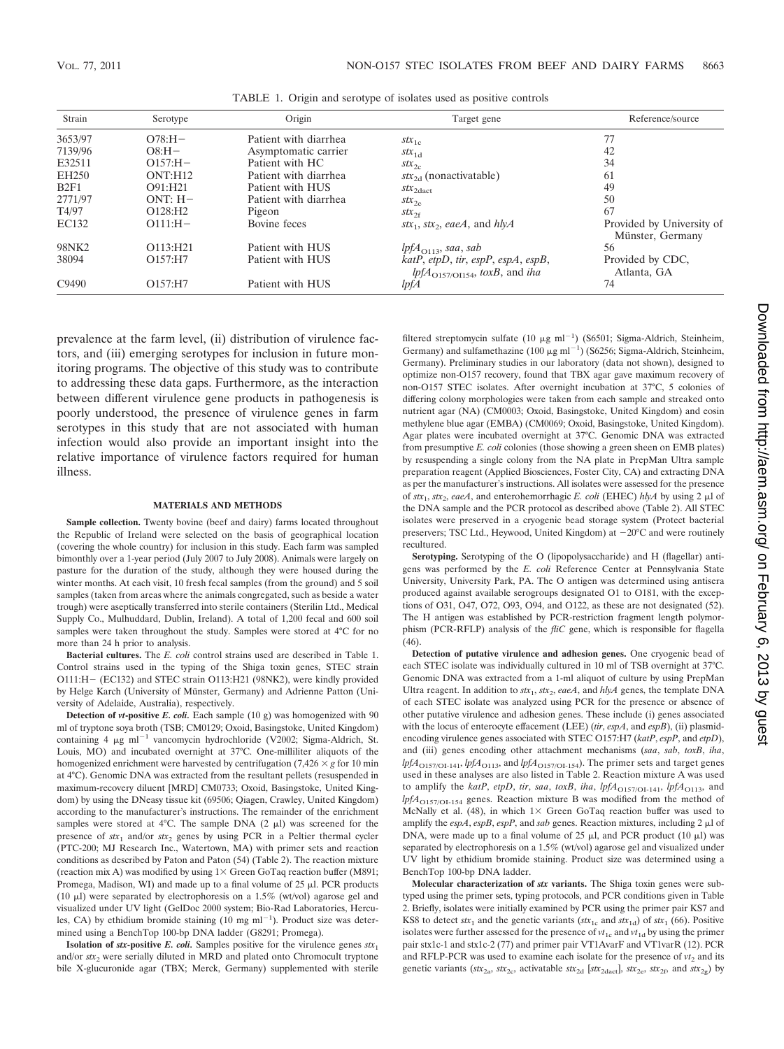TABLE 1. Origin and serotype of isolates used as positive controls

| Strain | Serotype | Origin | Target gene | Reference/source |
|---|---|---|---|---|
| 3653/97 | O78:H− | Patient with diarrhea | $stx_{1c}$ | 77 |
| 7139/96 | O8:H− | Asymptomatic carrier | $stx_{1d}$ | 42 |
| E32511 | O157:H− | Patient with HC | $stx_{2c}$ | 34 |
| EH250 | ONT:H12 | Patient with diarrhea | $stx_{2d}$ (nonactivatable) | 61 |
| B2F1 | O91:H21 | Patient with HUS | $stx_{2dact}$ | 49 |
| 2771/97 | ONT: H− | Patient with diarrhea | $stx_{2e}$ | 50 |
| T4/97 | O128:H2 | Pigeon | $stx_{2f}$ | 67 |
| EC132 | O111:H− | Bovine feces | $stx_1$, $stx_2$, *eaeA*, and *hlyA* | Provided by University of Münster, Germany |
| 98NK2 | O113:H21 | Patient with HUS | $lpfA_{O113}$, *saa*, *sab* | 56 |
| 38094 | O157:H7 | Patient with HUS | *katP*, *etpD*, *tir*, *espP*, *espA*, *espB*, $lpfA_{O157/OI154}$, *toxB*, and *iha* | Provided by CDC, Atlanta, GA |
| C9490 | O157:H7 | Patient with HUS | *lpfA* | 74 |

prevalence at the farm level, (ii) distribution of virulence factors, and (iii) emerging serotypes for inclusion in future monitoring programs. The objective of this study was to contribute to addressing these data gaps. Furthermore, as the interaction between different virulence gene products in pathogenesis is poorly understood, the presence of virulence genes in farm serotypes in this study that are not associated with human infection would also provide an important insight into the relative importance of virulence factors required for human illness.

## MATERIALS AND METHODS

**Sample collection.** Twenty bovine (beef and dairy) farms located throughout the Republic of Ireland were selected on the basis of geographical location (covering the whole country) for inclusion in this study. Each farm was sampled bimonthly over a 1-year period (July 2007 to July 2008). Animals were largely on pasture for the duration of the study, although they were housed during the winter months. At each visit, 10 fresh fecal samples (from the ground) and 5 soil samples (taken from areas where the animals congregated, such as beside a water trough) were aseptically transferred into sterile containers (Sterilin Ltd., Medical Supply Co., Mulhuddard, Dublin, Ireland). A total of 1,200 fecal and 600 soil samples were taken throughout the study. Samples were stored at 4°C for no more than 24 h prior to analysis.

**Bacterial cultures.** The *E. coli* control strains used are described in Table 1. Control strains used in the typing of the Shiga toxin genes, STEC strain O111:H− (EC132) and STEC strain O113:H21 (98NK2), were kindly provided by Helge Karch (University of Münster, Germany) and Adrienne Patton (University of Adelaide, Australia), respectively.

**Detection of *vt*-positive *E. coli*.** Each sample (10 g) was homogenized with 90 ml of tryptone soya broth (TSB; CM0129; Oxoid, Basingstoke, United Kingdom) containing 4 μg $ml^{-1}$ vancomycin hydrochloride (V2002; Sigma-Aldrich, St. Louis, MO) and incubated overnight at 37°C. One-milliliter aliquots of the homogenized enrichment were harvested by centrifugation (7,426 × *g* for 10 min at 4°C). Genomic DNA was extracted from the resultant pellets (resuspended in maximum-recovery diluent [MRD] CM0733; Oxoid, Basingstoke, United Kingdom) by using the DNeasy tissue kit (69506; Qiagen, Crawley, United Kingdom) according to the manufacturer's instructions. The remainder of the enrichment samples were stored at 4°C. The sample DNA (2 μl) was screened for the presence of $stx_1$ and/or $stx_2$ genes by using PCR in a Peltier thermal cycler (PTC-200; MJ Research Inc., Watertown, MA) with primer sets and reaction conditions as described by Paton and Paton (54) (Table 2). The reaction mixture (reaction mix A) was modified by using 1× Green GoTaq reaction buffer (M891; Promega, Madison, WI) and made up to a final volume of 25 μl. PCR products (10 μl) were separated by electrophoresis on a 1.5% (wt/vol) agarose gel and visualized under UV light (GelDoc 2000 system; Bio-Rad Laboratories, Hercules, CA) by ethidium bromide staining (10 mg $ml^{-1}$). Product size was determined using a BenchTop 100-bp DNA ladder (G8291; Promega).

**Isolation of *stx*-positive *E. coli*.** Samples positive for the virulence genes $stx_1$ and/or $stx_2$ were serially diluted in MRD and plated onto Chromocult tryptone bile X-glucuronide agar (TBX; Merck, Germany) supplemented with sterile filtered streptomycin sulfate (10 μg $ml^{-1}$) (S6501; Sigma-Aldrich, Steinheim, Germany) and sulfamethazine (100 μg $ml^{-1}$) (S6256; Sigma-Aldrich, Steinheim, Germany). Preliminary studies in our laboratory (data not shown), designed to optimize non-O157 recovery, found that TBX agar gave maximum recovery of non-O157 STEC isolates. After overnight incubation at 37°C, 5 colonies of differing colony morphologies were taken from each sample and streaked onto nutrient agar (NA) (CM0003; Oxoid, Basingstoke, United Kingdom) and eosin methylene blue agar (EMBA) (CM0069; Oxoid, Basingstoke, United Kingdom). Agar plates were incubated overnight at 37°C. Genomic DNA was extracted from presumptive *E. coli* colonies (those showing a green sheen on EMB plates) by resuspending a single colony from the NA plate in PrepMan Ultra sample preparation reagent (Applied Biosciences, Foster City, CA) and extracting DNA as per the manufacturer's instructions. All isolates were assessed for the presence of $stx_1$, $stx_2$, *eaeA*, and enterohemorrhagic *E. coli* (EHEC) *hlyA* by using 2 μl of the DNA sample and the PCR protocol as described above (Table 2). All STEC isolates were preserved in a cryogenic bead storage system (Protect bacterial preservers; TSC Ltd., Heywood, United Kingdom) at −20°C and were routinely recultured.

**Serotyping.** Serotyping of the O (lipopolysaccharide) and H (flagellar) antigens was performed by the *E. coli* Reference Center at Pennsylvania State University, University Park, PA. The O antigen was determined using antisera produced against available serogroups designated O1 to O181, with the exceptions of O31, O47, O72, O93, O94, and O122, as these are not designated (52). The H antigen was established by PCR-restriction fragment length polymorphism (PCR-RFLP) analysis of the *fliC* gene, which is responsible for flagella (46).

**Detection of putative virulence and adhesion genes.** One cryogenic bead of each STEC isolate was individually cultured in 10 ml of TSB overnight at 37°C. Genomic DNA was extracted from a 1-ml aliquot of culture by using PrepMan Ultra reagent. In addition to $stx_1$, $stx_2$, *eaeA*, and *hlyA* genes, the template DNA of each STEC isolate was analyzed using PCR for the presence or absence of other putative virulence and adhesion genes. These include (i) genes associated with the locus of enterocyte effacement (LEE) (*tir*, *espA*, and *espB*), (ii) plasmid-encoding virulence genes associated with STEC O157:H7 (*katP*, *espP*, and *etpD*), and (iii) genes encoding other attachment mechanisms (*saa*, *sab*, *toxB*, *iha*, $lpfA_{O157/OI-141}$, $lpfA_{O113}$, and $lpfA_{O157/OI-154}$). The primer sets and target genes used in these analyses are also listed in Table 2. Reaction mixture A was used to amplify the *katP*, *etpD*, *tir*, *saa*, *toxB*, *iha*, $lpfA_{O157/OI-141}$, $lpfA_{O113}$, and $lpfA_{O157/OI-154}$ genes. Reaction mixture B was modified from the method of McNally et al. (48), in which 1× Green GoTaq reaction buffer was used to amplify the *espA*, *espB*, *espP*, and *sab* genes. Reaction mixtures, including 2 μl of DNA, were made up to a final volume of 25 μl, and PCR product (10 μl) was separated by electrophoresis on a 1.5% (wt/vol) agarose gel and visualized under UV light by ethidium bromide staining. Product size was determined using a BenchTop 100-bp DNA ladder.

**Molecular characterization of *stx* variants.** The Shiga toxin genes were subtyped using the primer sets, typing protocols, and PCR conditions given in Table 2. Briefly, isolates were initially examined by PCR using the primer pair KS7 and KS8 to detect $stx_1$ and the genetic variants ($stx_{1c}$ and $stx_{1d}$) of $stx_1$ (66). Positive isolates were further assessed for the presence of $vt_{1c}$ and $vt_{1d}$ by using the primer pair stx1c-1 and stx1c-2 (77) and primer pair VT1AvarF and VT1varR (12). PCR and RFLP-PCR was used to examine each isolate for the presence of $vt_2$ and its genetic variants ($stx_{2a}$, $stx_{2c}$, activatable $stx_{2d}$ [$stx_{2dact}$], $stx_{2e}$, $stx_{2f}$, and $stx_{2g}$) by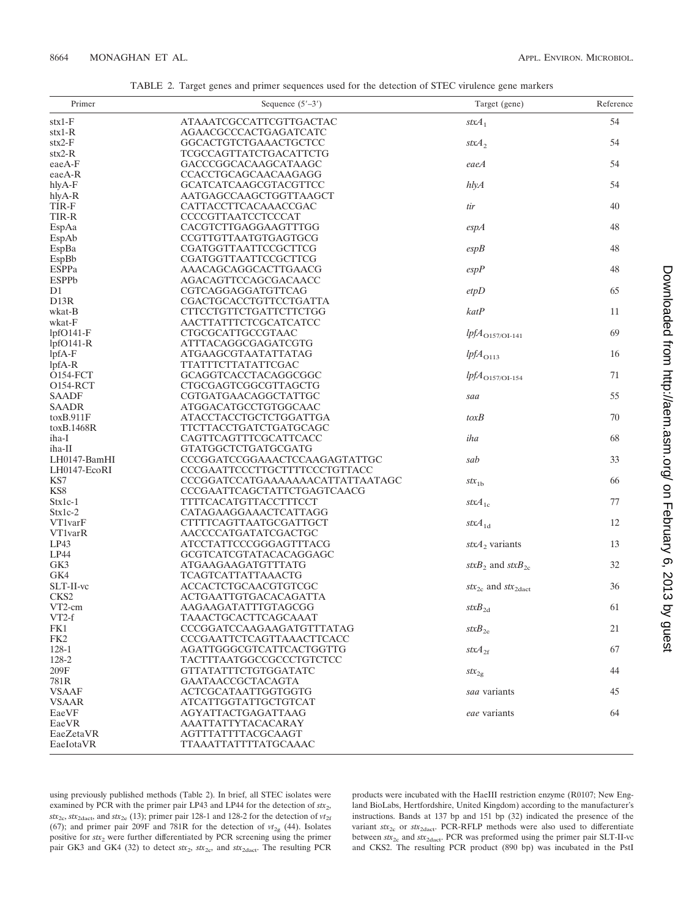TABLE 2. Target genes and primer sequences used for the detection of STEC virulence gene markers

| Primer | Sequence (5′–3′) | Target (gene) | Reference |
|---|---|---|---|
| stx1-F | ATAAATCGCCATTCGTTGACTAC | $stxA_1$ | 54 |
| stx1-R | AGAACGCCCACTGAGATCATC | | |
| stx2-F | GGCACTGTCTGAAACTGCTCC | $stxA_2$ | 54 |
| stx2-R | TCGCCAGTTATCTGACATTCTG | | |
| eaeA-F | GACCCGGCACAAGCATAAGC | *eaeA* | 54 |
| eaeA-R | CCACCTGCAGCAACAAGAGG | | |
| hlyA-F | GCATCATCAAGCGTACGTTCC | *hlyA* | 54 |
| hlyA-R | AATGAGCCAAGCTGGTTAAGCT | | |
| TIR-F | CATTACCTTCACAAACCGAC | *tir* | 40 |
| TIR-R | CCCCGTTAATCCTCCCAT | | |
| EspAa | CACGTCTTGAGGAAGTTTGG | *espA* | 48 |
| EspAb | CCGTTGTTAATGTGAGTGCG | | |
| EspBa | CGATGGTTAATTCCGCTTCG | *espB* | 48 |
| EspBb | CGATGGTTAATTCCGCTTCG | | |
| ESPPa | AAACAGCAGGCACTTGAACG | *espP* | 48 |
| ESPPb | AGACAGTTCCAGCGACAACC | | |
| D1 | CGTCAGGAGGATGTTCAG | *etpD* | 65 |
| D13R | CGACTGCACCTGTTCCTGATTA | | |
| wkat-B | CTTCCTGTTCTGATTCTTCTGG | *katP* | 11 |
| wkat-F | AACTTATTTCTCGCATCATCC | | |
| lpfO141-F | CTGCGCATTGCCGTAAC | $lpfA_{O157/OI-141}$ | 69 |
| lpfO141-R | ATTTACAGGCGAGATCGTG | | |
| lpfA-F | ATGAAGCGTAATATTATAG | $lpfA_{O113}$ | 16 |
| lpfA-R | TTATTTCTTATATTCGAC | | |
| O154-FCT | GCAGGTCACCTACAGGCGGC | $lpfA_{O157/OI-154}$ | 71 |
| O154-RCT | CTGCGAGTCGGCGTTAGCTG | | |
| SAADF | CGTGATGAACAGGCTATTGC | *saa* | 55 |
| SAADR | ATGGACATGCCTGTGGCAAC | | |
| toxB.911F | ATACCTACCTGCTCTGGATTGA | *toxB* | 70 |
| toxB.1468R | TTCTTACCTGATCTGATGCAGC | | |
| iha-I | CAGTTCAGTTTCGCATTCACC | *iha* | 68 |
| iha-II | GTATGGCTCTGATGCGATG | | |
| LH0147-BamHI | CCCGGATCCGGAAACTCCAAGAGTATTGC | *sab* | 33 |
| LH0147-EcoRI | CCCGAATTCCCTTGCTTTTCCCTGTTACC | | |
| KS7 | CCCGGATCCATGAAAAAAACATTATTAATAGC | $stx_{1b}$ | 66 |
| KS8 | CCCGAATTCAGCTATTCTGAGTCAACG | | |
| Stx1c-1 | TTTTCACATGTTACCTTTCCT | $stxA_{1c}$ | 77 |
| Stx1c-2 | CATAGAAGGAAACTCATTAGG | | |
| VT1varF | CTTTTCAGTTAATGCGATTGCT | $stxA_{1d}$ | 12 |
| VT1varR | AACCCCATGATATCGACTGC | | |
| LP43 | ATCCTATTCCCGGGAGTTTACG | $stxA_2$ variants | 13 |
| LP44 | GCGTCATCGTATACACAGGAGC | | |
| GK3 | ATGAAGAAGATGTTTATG | $stxB_2$ and $stxB_{2c}$ | 32 |
| GK4 | TCAGTCATTATTAAACTG | | |
| SLT-II-vc | ACCACTCTGCAACGTGTCGC | $stx_{2c}$ and $stx_{2dact}$ | 36 |
| CKS2 | ACTGAATTGTGACACAGATTA | | |
| VT2-cm | AAGAAGATATTTGTAGCGG | $stxB_{2d}$ | 61 |
| VT2-f | TAAACTGCACTTCAGCAAAT | | |
| FK1 | CCCGGATCCAAGAAGATGTTTATAG | $stxB_{2e}$ | 21 |
| FK2 | CCCGAATTCTCAGTTAAACTTCACC | | |
| 128-1 | AGATTGGGCGTCATTCACTGGTTG | $stxA_{2f}$ | 67 |
| 128-2 | TACTTTAATGGCCGCCCTGTCTCC | | |
| 209F | GTTATATTTCTGTGGATATC | $stx_{2g}$ | 44 |
| 781R | GAATAACCGCTACAGTA | | |
| VSAAF | ACTCGCATAATTGGTGGTG | *saa* variants | 45 |
| VSAAR | ATCATTGGTATTGCTGTCAT | | |
| EaeVF | AGYATTACTGAGATTAAG | *eae* variants | 64 |
| EaeVR | AAATTATTYTACACARAY | | |
| EaeZetaVR | AGTTTATTTTACGCAAGT | | |
| EaeIotaVR | TTAAATTATTTTATGCAAAC | | |

using previously published methods (Table 2). In brief, all STEC isolates were examined by PCR with the primer pair LP43 and LP44 for the detection of $stx_2$, $stx_{2c}$, $stx_{2dact}$, and $stx_{2e}$ (13); primer pair 128-1 and 128-2 for the detection of $vt_{2f}$ (67); and primer pair 209F and 781R for the detection of $vt_{2g}$ (44). Isolates positive for $stx_2$ were further differentiated by PCR screening using the primer pair GK3 and GK4 (32) to detect $stx_2$, $stx_{2c}$, and $stx_{2dact}$. The resulting PCR products were incubated with the HaeIII restriction enzyme (R0107; New England BioLabs, Hertfordshire, United Kingdom) according to the manufacturer's instructions. Bands at 137 bp and 151 bp (32) indicated the presence of the variant $stx_{2c}$ or $stx_{2dact}$. PCR-RFLP methods were also used to differentiate between $stx_{2c}$ and $stx_{2dact}$. PCR was preformed using the primer pair SLT-II-vc and CKS2. The resulting PCR product (890 bp) was incubated in the PstI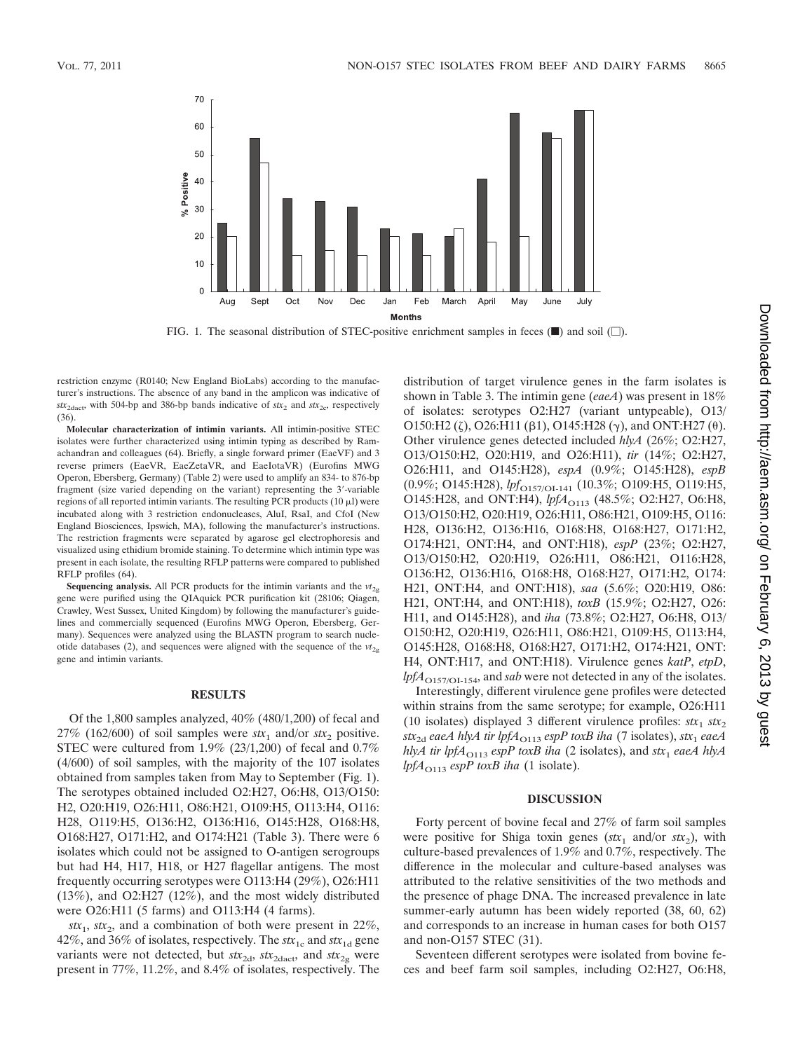FIG. 1. The seasonal distribution of STEC-positive enrichment samples in feces (■) and soil (□).

restriction enzyme (R0140; New England BioLabs) according to the manufacturer's instructions. The absence of any band in the amplicon was indicative of $stx_{2dact}$, with 504-bp and 386-bp bands indicative of $stx_2$ and $stx_{2c}$, respectively (36).

**Molecular characterization of intimin variants.** All intimin-positive STEC isolates were further characterized using intimin typing as described by Ramachandran and colleagues (64). Briefly, a single forward primer (EaeVF) and 3 reverse primers (EaeVR, EaeZetaVR, and EaeIotaVR) (Eurofins MWG Operon, Ebersberg, Germany) (Table 2) were used to amplify an 834- to 876-bp fragment (size varied depending on the variant) representing the 3′-variable regions of all reported intimin variants. The resulting PCR products (10 μl) were incubated along with 3 restriction endonucleases, AluI, RsaI, and CfoI (New England Biosciences, Ipswich, MA), following the manufacturer's instructions. The restriction fragments were separated by agarose gel electrophoresis and visualized using ethidium bromide staining. To determine which intimin type was present in each isolate, the resulting RFLP patterns were compared to published RFLP profiles (64).

**Sequencing analysis.** All PCR products for the intimin variants and the $vt_{2g}$ gene were purified using the QIAquick PCR purification kit (28106; Qiagen, Crawley, West Sussex, United Kingdom) by following the manufacturer's guidelines and commercially sequenced (Eurofins MWG Operon, Ebersberg, Germany). Sequences were analyzed using the BLASTN program to search nucleotide databases (2), and sequences were aligned with the sequence of the $vt_{2g}$ gene and intimin variants.

## RESULTS

Of the 1,800 samples analyzed, 40% (480/1,200) of fecal and 27% (162/600) of soil samples were $stx_1$ and/or $stx_2$ positive. STEC were cultured from 1.9% (23/1,200) of fecal and 0.7% (4/600) of soil samples, with the majority of the 107 isolates obtained from samples taken from May to September (Fig. 1). The serotypes obtained included O2:H27, O6:H8, O13/O150:H2, O20:H19, O26:H11, O86:H21, O109:H5, O113:H4, O116:H28, O119:H5, O136:H2, O136:H16, O145:H28, O168:H8, O168:H27, O171:H2, and O174:H21 (Table 3). There were 6 isolates which could not be assigned to O-antigen serogroups but had H4, H17, H18, or H27 flagellar antigens. The most frequently occurring serotypes were O113:H4 (29%), O26:H11 (13%), and O2:H27 (12%), and the most widely distributed were O26:H11 (5 farms) and O113:H4 (4 farms).

$stx_1$, $stx_2$, and a combination of both were present in 22%, 42%, and 36% of isolates, respectively. The $stx_{1c}$ and $stx_{1d}$ gene variants were not detected, but $stx_{2d}$, $stx_{2dact}$, and $stx_{2g}$ were present in 77%, 11.2%, and 8.4% of isolates, respectively. The distribution of target virulence genes in the farm isolates is shown in Table 3. The intimin gene (*eaeA*) was present in 18% of isolates: serotypes O2:H27 (variant untypeable), O13/O150:H2 (ζ), O26:H11 (β1), O145:H28 (γ), and ONT:H27 (θ). Other virulence genes detected included *hlyA* (26%; O2:H27, O13/O150:H2, O20:H19, and O26:H11), *tir* (14%; O2:H27, O26:H11, and O145:H28), *espA* (0.9%; O145:H28), *espB* (0.9%; O145:H28), $lpf_{O157/OI-141}$ (10.3%; O109:H5, O119:H5, O145:H28, and ONT:H4), $lpfA_{O113}$ (48.5%; O2:H27, O6:H8, O13/O150:H2, O20:H19, O26:H11, O86:H21, O109:H5, O116:H28, O136:H2, O136:H16, O168:H8, O168:H27, O171:H2, O174:H21, ONT:H4, and ONT:H18), *espP* (23%; O2:H27, O13/O150:H2, O20:H19, O26:H11, O86:H21, O116:H28, O136:H2, O136:H16, O168:H8, O168:H27, O171:H2, O174:H21, ONT:H4, and ONT:H18), *saa* (5.6%; O20:H19, O86:H21, ONT:H4, and ONT:H18), *toxB* (15.9%; O2:H27, O26:H11, and O145:H28), and *iha* (73.8%; O2:H27, O6:H8, O13/O150:H2, O20:H19, O26:H11, O86:H21, O109:H5, O113:H4, O145:H28, O168:H8, O168:H27, O171:H2, O174:H21, ONT:H4, ONT:H17, and ONT:H18). Virulence genes *katP*, *etpD*, $lpfA_{O157/OI-154}$, and *sab* were not detected in any of the isolates.

Interestingly, different virulence gene profiles were detected within strains from the same serotype; for example, O26:H11 (10 isolates) displayed 3 different virulence profiles: $stx_1$ $stx_2$ $stx_{2d}$ *eaeA hlyA tir* $lpfA_{O113}$ *espP toxB iha* (7 isolates), $stx_1$ *eaeA hlyA tir* $lpfA_{O113}$ *espP toxB iha* (2 isolates), and $stx_1$ *eaeA hlyA* $lpfA_{O113}$ *espP toxB iha* (1 isolate).

## DISCUSSION

Forty percent of bovine fecal and 27% of farm soil samples were positive for Shiga toxin genes ($stx_1$ and/or $stx_2$), with culture-based prevalences of 1.9% and 0.7%, respectively. The difference in the molecular and culture-based analyses was attributed to the relative sensitivities of the two methods and the presence of phage DNA. The increased prevalence in late summer-early autumn has been widely reported (38, 60, 62) and corresponds to an increase in human cases for both O157 and non-O157 STEC (31).

Seventeen different serotypes were isolated from bovine feces and beef farm soil samples, including O2:H27, O6:H8,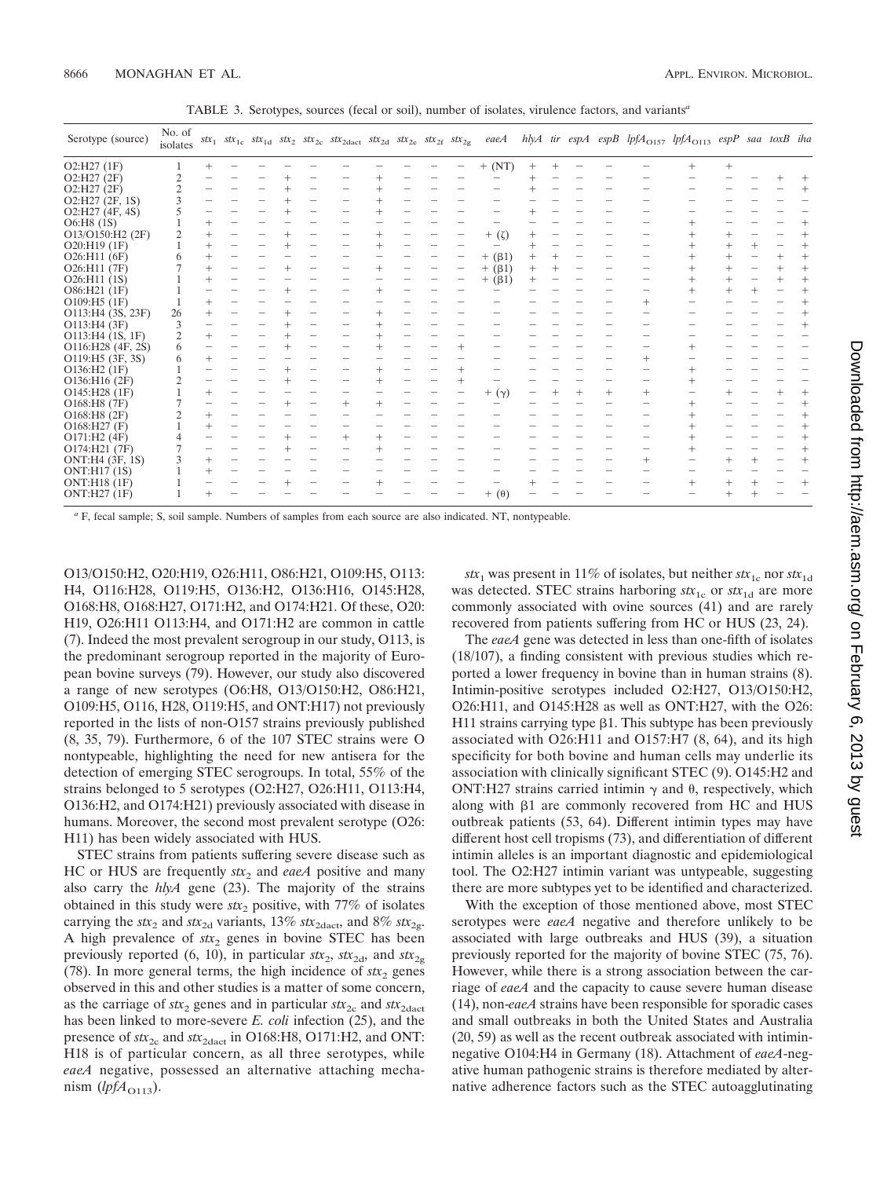TABLE 3. Serotypes, sources (fecal or soil), number of isolates, virulence factors, and variants[a]

| Serotype (source) | No. of isolates | $stx_1$ | $stx_{1c}$ | $stx_{1d}$ | $stx_2$ | $stx_{2c}$ | $stx_{2dact}$ | $stx_{2d}$ | $stx_{2e}$ | $stx_{2f}$ | $stx_{2g}$ | *eaeA* | *hlyA* | *tir* | *espA* | *espB* | $lpfA_{O157}$ | $lpfA_{O113}$ | *espP* | *saa* | *toxB* | *iha* |
|---|---|---|---|---|---|---|---|---|---|---|---|---|---|---|---|---|---|---|---|---|---|---|
| O2:H27 (1F) | 1 | + | − | − | − | − | − | − | − | − | − | + (NT) | + | + | − | − | − | + | + | | | |
| O2:H27 (2F) | 2 | − | − | − | + | − | − | + | − | − | − | − | + | − | − | − | − | − | − | − | + | + |
| O2:H27 (2F) | 2 | − | − | − | + | − | − | + | − | − | − | − | + | − | − | − | − | − | − | − | − | + |
| O2:H27 (2F, 1S) | 3 | − | − | − | + | − | − | + | − | − | − | − | − | − | − | − | − | − | − | − | − | − |
| O2:H27 (4F, 4S) | 5 | − | − | − | + | − | − | + | − | − | − | − | + | − | − | − | − | − | − | − | − | − |
| O6:H8 (1S) | 1 | + | − | − | − | − | − | − | − | − | − | − | − | − | − | − | − | + | − | − | − | + |
| O13/O150:H2 (2F) | 2 | + | − | − | + | − | − | + | − | − | − | + (ζ) | + | − | − | − | − | + | + | − | − | + |
| O20:H19 (1F) | 1 | + | − | − | + | − | − | + | − | − | − | − | + | − | − | − | − | + | + | + | − | + |
| O26:H11 (6F) | 6 | + | − | − | − | − | − | − | − | − | − | + (β1) | + | + | − | − | − | + | + | − | + | + |
| O26:H11 (7F) | 7 | + | − | − | + | − | − | + | − | − | − | + (β1) | + | + | − | − | − | + | + | − | + | + |
| O26:H11 (1S) | 1 | + | − | − | − | − | − | − | − | − | − | + (β1) | + | − | − | − | − | + | + | − | + | + |
| O86:H21 (1F) | 1 | − | − | − | + | − | − | + | − | − | − | − | − | − | − | − | − | + | + | + | − | + |
| O109:H5 (1F) | 1 | + | − | − | − | − | − | − | − | − | − | − | − | − | − | − | + | − | − | − | − | + |
| O113:H4 (3S, 23F) | 26 | + | − | − | + | − | − | + | − | − | − | − | − | − | − | − | − | − | − | − | − | + |
| O113:H4 (3F) | 3 | − | − | − | + | − | − | + | − | − | − | − | − | − | − | − | − | − | − | − | − | + |
| O113:H4 (1S, 1F) | 2 | + | − | − | + | − | − | + | − | − | − | − | − | − | − | − | − | − | − | − | − | − |
| O116:H28 (4F, 2S) | 6 | − | − | − | + | − | − | + | − | − | + | − | − | − | − | − | − | + | − | − | − | − |
| O119:H5 (3F, 3S) | 6 | + | − | − | − | − | − | − | − | − | − | − | − | − | − | − | + | − | − | − | − | − |
| O136:H2 (1F) | 1 | − | − | − | + | − | − | + | − | − | + | − | − | − | − | − | − | + | − | − | − | − |
| O136:H16 (2F) | 2 | − | − | − | + | − | − | + | − | − | + | − | − | − | − | − | − | + | − | − | − | − |
| O145:H28 (1F) | 1 | + | − | − | − | − | − | − | − | − | − | + (γ) | − | + | + | + | + | − | + | − | + | + |
| O168:H8 (7F) | 7 | − | − | − | + | − | + | + | − | − | − | − | − | − | − | − | − | + | − | − | − | + |
| O168:H8 (2F) | 2 | + | − | − | − | − | − | − | − | − | − | − | − | − | − | − | − | + | − | − | − | + |
| O168:H27 (F) | 1 | + | − | − | − | − | − | − | − | − | − | − | − | − | − | − | − | + | − | − | − | + |
| O171:H2 (4F) | 4 | − | − | − | + | − | + | + | − | − | − | − | − | − | − | − | − | + | − | − | − | + |
| O174:H21 (7F) | 7 | − | − | − | + | − | − | + | − | − | − | − | − | − | − | − | − | + | − | − | − | + |
| ONT:H4 (3F, 1S) | 3 | + | − | − | − | − | − | − | − | − | − | − | − | − | − | − | + | − | + | + | − | + |
| ONT:H17 (1S) | 1 | + | − | − | − | − | − | − | − | − | − | − | − | − | − | − | − | − | − | − | − | − |
| ONT:H18 (1F) | 1 | − | − | − | + | − | − | + | − | − | − | − | + | − | − | − | − | + | + | + | − | + |
| ONT:H27 (1F) | 1 | + | − | − | − | − | − | − | − | − | − | + (θ) | − | − | − | − | − | − | + | + | − | − |

[a] F, fecal sample; S, soil sample. Numbers of samples from each source are also indicated. NT, nontypeable.

O13/O150:H2, O20:H19, O26:H11, O86:H21, O109:H5, O113:H4, O116:H28, O119:H5, O136:H2, O136:H16, O145:H28, O168:H8, O168:H27, O171:H2, and O174:H21. Of these, O20:H19, O26:H11 O113:H4, and O171:H2 are common in cattle (7). Indeed the most prevalent serogroup in our study, O113, is the predominant serogroup reported in the majority of European bovine surveys (79). However, our study also discovered a range of new serotypes (O6:H8, O13/O150:H2, O86:H21, O109:H5, O116, H28, O119:H5, and ONT:H17) not previously reported in the lists of non-O157 strains previously published (8, 35, 79). Furthermore, 6 of the 107 STEC strains were O nontypeable, highlighting the need for new antisera for the detection of emerging STEC serogroups. In total, 55% of the strains belonged to 5 serotypes (O2:H27, O26:H11, O113:H4, O136:H2, and O174:H21) previously associated with disease in humans. Moreover, the second most prevalent serotype (O26:H11) has been widely associated with HUS.

STEC strains from patients suffering severe disease such as HC or HUS are frequently $stx_2$ and *eaeA* positive and many also carry the *hlyA* gene (23). The majority of the strains obtained in this study were $stx_2$ positive, with 77% of isolates carrying the $stx_2$ and $stx_{2d}$ variants, 13% $stx_{2dact}$, and 8% $stx_{2g}$. A high prevalence of $stx_2$ genes in bovine STEC has been previously reported (6, 10), in particular $stx_2$, $stx_{2d}$, and $stx_{2g}$ (78). In more general terms, the high incidence of $stx_2$ genes observed in this and other studies is a matter of some concern, as the carriage of $stx_2$ genes and in particular $stx_{2c}$ and $stx_{2dact}$ has been linked to more-severe *E. coli* infection (25), and the presence of $stx_{2c}$ and $stx_{2dact}$ in O168:H8, O171:H2, and ONT:H18 is of particular concern, as all three serotypes, while *eaeA* negative, possessed an alternative attaching mechanism ($lpfA_{O113}$).

$stx_1$ was present in 11% of isolates, but neither $stx_{1c}$ nor $stx_{1d}$ was detected. STEC strains harboring $stx_{1c}$ or $stx_{1d}$ are more commonly associated with ovine sources (41) and are rarely recovered from patients suffering from HC or HUS (23, 24).

The *eaeA* gene was detected in less than one-fifth of isolates (18/107), a finding consistent with previous studies which reported a lower frequency in bovine than in human strains (8). Intimin-positive serotypes included O2:H27, O13/O150:H2, O26:H11, and O145:H28 as well as ONT:H27, with the O26:H11 strains carrying type β1. This subtype has been previously associated with O26:H11 and O157:H7 (8, 64), and its high specificity for both bovine and human cells may underlie its association with clinically significant STEC (9). O145:H2 and ONT:H27 strains carried intimin γ and θ, respectively, which along with β1 are commonly recovered from HC and HUS outbreak patients (53, 64). Different intimin types may have different host cell tropisms (73), and differentiation of different intimin alleles is an important diagnostic and epidemiological tool. The O2:H27 intimin variant was untypeable, suggesting there are more subtypes yet to be identified and characterized.

With the exception of those mentioned above, most STEC serotypes were *eaeA* negative and therefore unlikely to be associated with large outbreaks and HUS (39), a situation previously reported for the majority of bovine STEC (75, 76). However, while there is a strong association between the carriage of *eaeA* and the capacity to cause severe human disease (14), non-*eaeA* strains have been responsible for sporadic cases and small outbreaks in both the United States and Australia (20, 59) as well as the recent outbreak associated with intimin-negative O104:H4 in Germany (18). Attachment of *eaeA*-negative human pathogenic strains is therefore mediated by alternative adherence factors such as the STEC autoagglutinating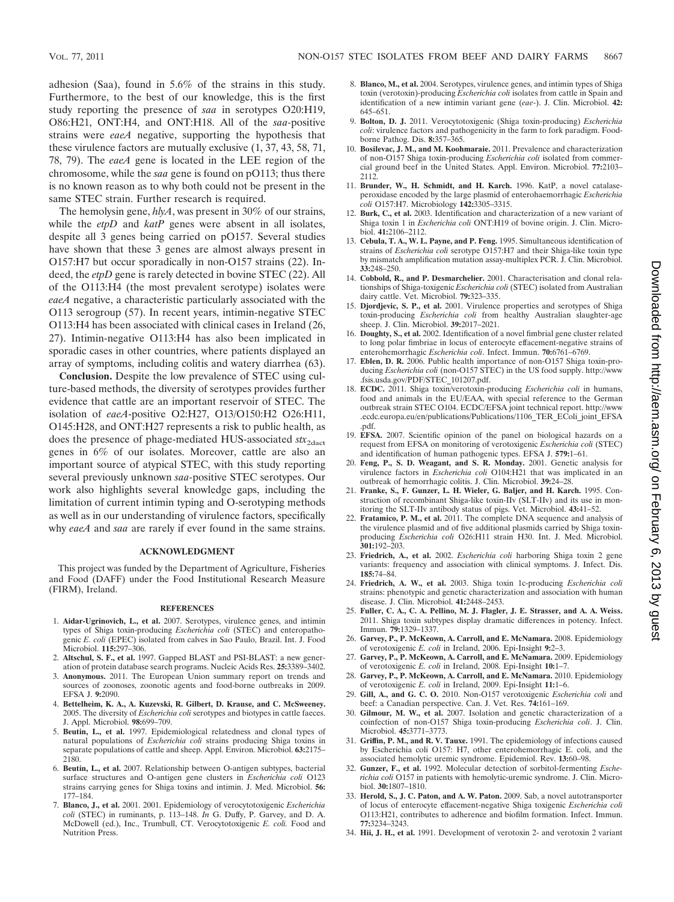adhesion (Saa), found in 5.6% of the strains in this study. Furthermore, to the best of our knowledge, this is the first study reporting the presence of *saa* in serotypes O20:H19, O86:H21, ONT:H4, and ONT:H18. All of the *saa*-positive strains were *eaeA* negative, supporting the hypothesis that these virulence factors are mutually exclusive (1, 37, 43, 58, 71, 78, 79). The *eaeA* gene is located in the LEE region of the chromosome, while the *saa* gene is found on pO113; thus there is no known reason as to why both could not be present in the same STEC strain. Further research is required.

The hemolysin gene, *hlyA*, was present in 30% of our strains, while the *etpD* and *katP* genes were absent in all isolates, despite all 3 genes being carried on pO157. Several studies have shown that these 3 genes are almost always present in O157:H7 but occur sporadically in non-O157 strains (22). Indeed, the *etpD* gene is rarely detected in bovine STEC (22). All of the O113:H4 (the most prevalent serotype) isolates were *eaeA* negative, a characteristic particularly associated with the O113 serogroup (57). In recent years, intimin-negative STEC O113:H4 has been associated with clinical cases in Ireland (26, 27). Intimin-negative O113:H4 has also been implicated in sporadic cases in other countries, where patients displayed an array of symptoms, including colitis and watery diarrhea (63).

**Conclusion.** Despite the low prevalence of STEC using culture-based methods, the diversity of serotypes provides further evidence that cattle are an important reservoir of STEC. The isolation of *eaeA*-positive O2:H27, O13/O150:H2 O26:H11, O145:H28, and ONT:H27 represents a risk to public health, as does the presence of phage-mediated HUS-associated $stx_{2dact}$ genes in 6% of our isolates. Moreover, cattle are also an important source of atypical STEC, with this study reporting several previously unknown *saa*-positive STEC serotypes. Our work also highlights several knowledge gaps, including the limitation of current intimin typing and O-serotyping methods as well as in our understanding of virulence factors, specifically why *eaeA* and *saa* are rarely if ever found in the same strains.

## ACKNOWLEDGMENT

This project was funded by the Department of Agriculture, Fisheries and Food (DAFF) under the Food Institutional Research Measure (FIRM), Ireland.

## REFERENCES

1. **Aidar-Ugrinovich, L., et al.** 2007. Serotypes, virulence genes, and intimin types of Shiga toxin-producing *Escherichia coli* (STEC) and enteropathogenic *E. coli* (EPEC) isolated from calves in Sao Paulo, Brazil. Int. J. Food Microbiol. **115:**297–306.
2. **Altschul, S. F., et al.** 1997. Gapped BLAST and PSI-BLAST: a new generation of protein database search programs. Nucleic Acids Res. **25:**3389–3402.
3. **Anonymous.** 2011. The European Union summary report on trends and sources of zoonoses, zoonotic agents and food-borne outbreaks in 2009. EFSA J. **9:**2090.
4. **Bettelheim, K. A., A. Kuzevski, R. Gilbert, D. Krause, and C. McSweeney.** 2005. The diversity of *Escherichia coli* serotypes and biotypes in cattle faeces. J. Appl. Microbiol. **98:**699–709.
5. **Beutin, L., et al.** 1997. Epidemiological relatedness and clonal types of natural populations of *Escherichia coli* strains producing Shiga toxins in separate populations of cattle and sheep. Appl. Environ. Microbiol. **63:**2175–2180.
6. **Beutin, L., et al.** 2007. Relationship between O-antigen subtypes, bacterial surface structures and O-antigen gene clusters in *Escherichia coli* O123 strains carrying genes for Shiga toxins and intimin. J. Med. Microbiol. **56:** 177–184.
7. **Blanco, J., et al.** 2001. 2001. Epidemiology of verocytotoxigenic *Escherichia coli* (STEC) in ruminants, p. 113–148. *In* G. Duffy, P. Garvey, and D. A. McDowell (ed.), Inc., Trumbull, CT. Verocytotoxigenic *E. coli.* Food and Nutrition Press.
8. **Blanco, M., et al.** 2004. Serotypes, virulence genes, and intimin types of Shiga toxin (verotoxin)-producing *Escherichia coli* isolates from cattle in Spain and identification of a new intimin variant gene (*eae*-). J. Clin. Microbiol. **42:** 645–651.
9. **Bolton, D. J.** 2011. Verocytotoxigenic (Shiga toxin-producing) *Escherichia coli*: virulence factors and pathogenicity in the farm to fork paradigm. Foodborne Pathog. Dis. **8:**357–365.
10. **Bosilevac, J. M., and M. Koohmaraie.** 2011. Prevalence and characterization of non-O157 Shiga toxin-producing *Escherichia coli* isolated from commercial ground beef in the United States. Appl. Environ. Microbiol. **77:**2103–2112.
11. **Brunder, W., H. Schmidt, and H. Karch.** 1996. KatP, a novel catalase-peroxidase encoded by the large plasmid of enterohaemorrhagic *Escherichia coli* O157:H7. Microbiology **142:**3305–3315.
12. **Burk, C., et al.** 2003. Identification and characterization of a new variant of Shiga toxin 1 in *Escherichia coli* ONT:H19 of bovine origin. J. Clin. Microbiol. **41:**2106–2112.
13. **Cebula, T. A., W. L. Payne, and P. Feng.** 1995. Simultaneous identification of strains of *Escherichia coli* serotype O157:H7 and their Shiga-like toxin type by mismatch amplification mutation assay-multiplex PCR. J. Clin. Microbiol. **33:**248–250.
14. **Cobbold, R., and P. Desmarchelier.** 2001. Characterisation and clonal relationships of Shiga-toxigenic *Escherichia coli* (STEC) isolated from Australian dairy cattle. Vet. Microbiol. **79:**323–335.
15. **Djordjevic, S. P., et al.** 2001. Virulence properties and serotypes of Shiga toxin-producing *Escherichia coli* from healthy Australian slaughter-age sheep. J. Clin. Microbiol. **39:**2017–2021.
16. **Doughty, S., et al.** 2002. Identification of a novel fimbrial gene cluster related to long polar fimbriae in locus of enterocyte effacement-negative strains of enterohemorrhagic *Escherichia coli*. Infect. Immun. **70:**6761–6769.
17. **Eblen, D. R.** 2006. Public health importance of non-O157 Shiga toxin-producing *Escherichia coli* (non-O157 STEC) in the US food supply. http://www.fsis.usda.gov/PDF/STEC_101207.pdf.
18. **ECDC.** 2011. Shiga toxin/verotoxin-producing *Escherichia coli* in humans, food and animals in the EU/EAA, with special reference to the German outbreak strain STEC O104. ECDC/EFSA joint technical report. http://www.ecdc.europa.eu/en/publications/Publications/1106_TER_EColi_joint_EFSA.pdf.
19. **EFSA.** 2007. Scientific opinion of the panel on biological hazards on a request from EFSA on monitoring of verotoxigenic *Escherichia coli* (STEC) and identification of human pathogenic types. EFSA J. **579:**1–61.
20. **Feng, P., S. D. Weagant, and S. R. Monday.** 2001. Genetic analysis for virulence factors in *Escherichia coli* O104:H21 that was implicated in an outbreak of hemorrhagic colitis. J. Clin. Microbiol. **39:**24–28.
21. **Franke, S., F. Gunzer, L. H. Wieler, G. Baljer, and H. Karch.** 1995. Construction of recombinant Shiga-like toxin-IIv (SLT-IIv) and its use in monitoring the SLT-IIv antibody status of pigs. Vet. Microbiol. **43:**41–52.
22. **Fratamico, P. M., et al.** 2011. The complete DNA sequence and analysis of the virulence plasmid and of five additional plasmids carried by Shiga toxin-producing *Escherichia coli* O26:H11 strain H30. Int. J. Med. Microbiol. **301:**192–203.
23. **Friedrich, A., et al.** 2002. *Escherichia coli* harboring Shiga toxin 2 gene variants: frequency and association with clinical symptoms. J. Infect. Dis. **185:**74–84.
24. **Friedrich, A. W., et al.** 2003. Shiga toxin 1c-producing *Escherichia coli* strains: phenotypic and genetic characterization and association with human disease. J. Clin. Microbiol. **41:**2448–2453.
25. **Fuller, C. A., C. A. Pellino, M. J. Flagler, J. E. Strasser, and A. A. Weiss.** 2011. Shiga toxin subtypes display dramatic differences in potency. Infect. Immun. **79:**1329–1337.
26. **Garvey, P., P. McKeown, A. Carroll, and E. McNamara.** 2008. Epidemiology of verotoxigenic *E. coli* in Ireland, 2006. Epi-Insight **9:**2–3.
27. **Garvey, P., P. McKeown, A. Carroll, and E. McNamara.** 2009. Epidemiology of verotoxigenic *E. coli* in Ireland, 2008. Epi-Insight **10:**1–7.
28. **Garvey, P., P. McKeown, A. Carroll, and E. McNamara.** 2010. Epidemiology of verotoxigenic *E. coli* in Ireland, 2009. Epi-Insight **11:**1–6.
29. **Gill, A., and G. C. O.** 2010. Non-O157 verotoxigenic *Escherichia coli* and beef: a Canadian perspective. Can. J. Vet. Res. **74:**161–169.
30. **Gilmour, M. W., et al.** 2007. Isolation and genetic characterization of a coinfection of non-O157 Shiga toxin-producing *Escherichia coli*. J. Clin. Microbiol. **45:**3771–3773.
31. **Griffin, P. M., and R. V. Tauxe.** 1991. The epidemiology of infections caused by Escherichia coli O157: H7, other enterohemorrhagic E. coli, and the associated hemolytic uremic syndrome. Epidemiol. Rev. **13:**60–98.
32. **Gunzer, F., et al.** 1992. Molecular detection of sorbitol-fermenting *Escherichia coli* O157 in patients with hemolytic-uremic syndrome. J. Clin. Microbiol. **30:**1807–1810.
33. **Herold, S., J. C. Paton, and A. W. Paton.** 2009. Sab, a novel autotransporter of locus of enterocyte effacement-negative Shiga toxigenic *Escherichia coli* O113:H21, contributes to adherence and biofilm formation. Infect. Immun. **77:**3234–3243.
34. **Hii, J. H., et al.** 1991. Development of verotoxin 2- and verotoxin 2 variant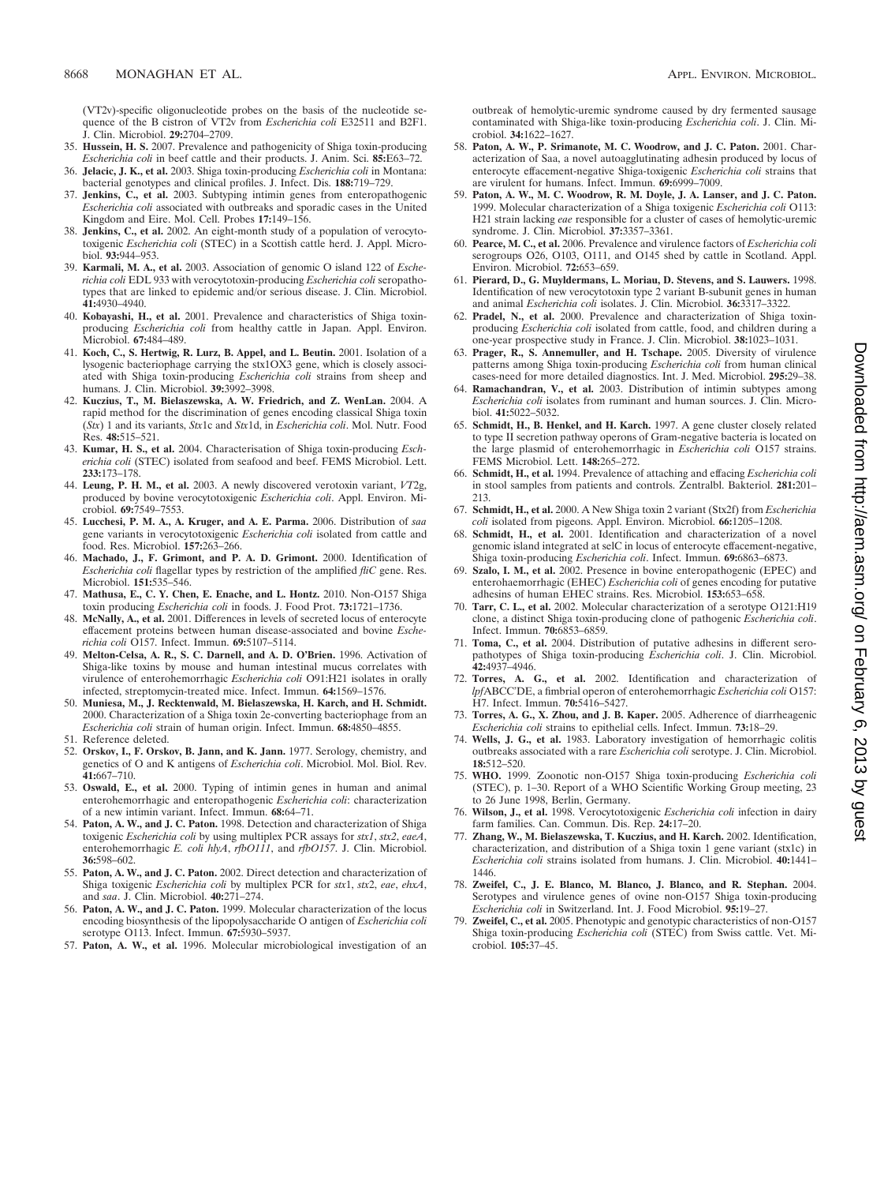(VT2v)-specific oligonucleotide probes on the basis of the nucleotide sequence of the B cistron of VT2v from *Escherichia coli* E32511 and B2F1. J. Clin. Microbiol. **29:**2704–2709.

35. **Hussein, H. S.** 2007. Prevalence and pathogenicity of Shiga toxin-producing *Escherichia coli* in beef cattle and their products. J. Anim. Sci. **85:**E63–72.
36. **Jelacic, J. K., et al.** 2003. Shiga toxin-producing *Escherichia coli* in Montana: bacterial genotypes and clinical profiles. J. Infect. Dis. **188:**719–729.
37. **Jenkins, C., et al.** 2003. Subtyping intimin genes from enteropathogenic *Escherichia coli* associated with outbreaks and sporadic cases in the United Kingdom and Eire. Mol. Cell. Probes **17:**149–156.
38. **Jenkins, C., et al.** 2002. An eight-month study of a population of verocytotoxigenic *Escherichia coli* (STEC) in a Scottish cattle herd. J. Appl. Microbiol. **93:**944–953.
39. **Karmali, M. A., et al.** 2003. Association of genomic O island 122 of *Escherichia coli* EDL 933 with verocytotoxin-producing *Escherichia coli* seropathotypes that are linked to epidemic and/or serious disease. J. Clin. Microbiol. **41:**4930–4940.
40. **Kobayashi, H., et al.** 2001. Prevalence and characteristics of Shiga toxin-producing *Escherichia coli* from healthy cattle in Japan. Appl. Environ. Microbiol. **67:**484–489.
41. **Koch, C., S. Hertwig, R. Lurz, B. Appel, and L. Beutin.** 2001. Isolation of a lysogenic bacteriophage carrying the stx1OX3 gene, which is closely associated with Shiga toxin-producing *Escherichia coli* strains from sheep and humans. J. Clin. Microbiol. **39:**3992–3998.
42. **Kuczius, T., M. Bielaszewska, A. W. Friedrich, and Z. WenLan.** 2004. A rapid method for the discrimination of genes encoding classical Shiga toxin (*Stx*) 1 and its variants, *Stx*1c and *Stx*1d, in *Escherichia coli*. Mol. Nutr. Food Res. **48:**515–521.
43. **Kumar, H. S., et al.** 2004. Characterisation of Shiga toxin-producing *Escherichia coli* (STEC) isolated from seafood and beef. FEMS Microbiol. Lett. **233:**173–178.
44. **Leung, P. H. M., et al.** 2003. A newly discovered verotoxin variant, *VT*2g, produced by bovine verocytotoxigenic *Escherichia coli*. Appl. Environ. Microbiol. **69:**7549–7553.
45. **Lucchesi, P. M. A., A. Kruger, and A. E. Parma.** 2006. Distribution of *saa* gene variants in verocytotoxigenic *Escherichia coli* isolated from cattle and food. Res. Microbiol. **157:**263–266.
46. **Machado, J., F. Grimont, and P. A. D. Grimont.** 2000. Identification of *Escherichia coli* flagellar types by restriction of the amplified *fliC* gene. Res. Microbiol. **151:**535–546.
47. **Mathusa, E., C. Y. Chen, E. Enache, and L. Hontz.** 2010. Non-O157 Shiga toxin producing *Escherichia coli* in foods. J. Food Prot. **73:**1721–1736.
48. **McNally, A., et al.** 2001. Differences in levels of secreted locus of enterocyte effacement proteins between human disease-associated and bovine *Escherichia coli* O157. Infect. Immun. **69:**5107–5114.
49. **Melton-Celsa, A. R., S. C. Darnell, and A. D. O'Brien.** 1996. Activation of Shiga-like toxins by mouse and human intestinal mucus correlates with virulence of enterohemorrhagic *Escherichia coli* O91:H21 isolates in orally infected, streptomycin-treated mice. Infect. Immun. **64:**1569–1576.
50. **Muniesa, M., J. Recktenwald, M. Bielaszewska, H. Karch, and H. Schmidt.** 2000. Characterization of a Shiga toxin 2e-converting bacteriophage from an *Escherichia coli* strain of human origin. Infect. Immun. **68:**4850–4855.
51. Reference deleted.
52. **Orskov, I., F. Orskov, B. Jann, and K. Jann.** 1977. Serology, chemistry, and genetics of O and K antigens of *Escherichia coli*. Microbiol. Mol. Biol. Rev. **41:**667–710.
53. **Oswald, E., et al.** 2000. Typing of intimin genes in human and animal enterohemorrhagic and enteropathogenic *Escherichia coli*: characterization of a new intimin variant. Infect. Immun. **68:**64–71.
54. **Paton, A. W., and J. C. Paton.** 1998. Detection and characterization of Shiga toxigenic *Escherichia coli* by using multiplex PCR assays for *stx1*, *stx2*, *eaeA*, enterohemorrhagic *E. coli hlyA*, *rfbO111*, and *rfbO157*. J. Clin. Microbiol. **36:**598–602.
55. **Paton, A. W., and J. C. Paton.** 2002. Direct detection and characterization of Shiga toxigenic *Escherichia coli* by multiplex PCR for *stx*1, *stx*2, *eae*, *ehxA*, and *saa*. J. Clin. Microbiol. **40:**271–274.
56. **Paton, A. W., and J. C. Paton.** 1999. Molecular characterization of the locus encoding biosynthesis of the lipopolysaccharide O antigen of *Escherichia coli* serotype O113. Infect. Immun. **67:**5930–5937.
57. **Paton, A. W., et al.** 1996. Molecular microbiological investigation of an outbreak of hemolytic-uremic syndrome caused by dry fermented sausage contaminated with Shiga-like toxin-producing *Escherichia coli*. J. Clin. Microbiol. **34:**1622–1627.
58. **Paton, A. W., P. Srimanote, M. C. Woodrow, and J. C. Paton.** 2001. Characterization of Saa, a novel autoagglutinating adhesin produced by locus of enterocyte effacement-negative Shiga-toxigenic *Escherichia coli* strains that are virulent for humans. Infect. Immun. **69:**6999–7009.
59. **Paton, A. W., M. C. Woodrow, R. M. Doyle, J. A. Lanser, and J. C. Paton.** 1999. Molecular characterization of a Shiga toxigenic *Escherichia coli* O113:H21 strain lacking *eae* responsible for a cluster of cases of hemolytic-uremic syndrome. J. Clin. Microbiol. **37:**3357–3361.
60. **Pearce, M. C., et al.** 2006. Prevalence and virulence factors of *Escherichia coli* serogroups O26, O103, O111, and O145 shed by cattle in Scotland. Appl. Environ. Microbiol. **72:**653–659.
61. **Pierard, D., G. Muyldermans, L. Moriau, D. Stevens, and S. Lauwers.** 1998. Identification of new verocytotoxin type 2 variant B-subunit genes in human and animal *Escherichia coli* isolates. J. Clin. Microbiol. **36:**3317–3322.
62. **Pradel, N., et al.** 2000. Prevalence and characterization of Shiga toxin-producing *Escherichia coli* isolated from cattle, food, and children during a one-year prospective study in France. J. Clin. Microbiol. **38:**1023–1031.
63. **Prager, R., S. Annemuller, and H. Tschape.** 2005. Diversity of virulence patterns among Shiga toxin-producing *Escherichia coli* from human clinical cases-need for more detailed diagnostics. Int. J. Med. Microbiol. **295:**29–38.
64. **Ramachandran, V., et al.** 2003. Distribution of intimin subtypes among *Escherichia coli* isolates from ruminant and human sources. J. Clin. Microbiol. **41:**5022–5032.
65. **Schmidt, H., B. Henkel, and H. Karch.** 1997. A gene cluster closely related to type II secretion pathway operons of Gram-negative bacteria is located on the large plasmid of enterohemorrhagic in *Escherichia coli* O157 strains. FEMS Microbiol. Lett. **148:**265–272.
66. **Schmidt, H., et al.** 1994. Prevalence of attaching and effacing *Escherichia coli* in stool samples from patients and controls. Zentralbl. Bakteriol. **281:**201–213.
67. **Schmidt, H., et al.** 2000. A New Shiga toxin 2 variant (Stx2f) from *Escherichia coli* isolated from pigeons. Appl. Environ. Microbiol. **66:**1205–1208.
68. **Schmidt, H., et al.** 2001. Identification and characterization of a novel genomic island integrated at selC in locus of enterocyte effacement-negative, Shiga toxin-producing *Escherichia coli*. Infect. Immun. **69:**6863–6873.
69. **Szalo, I. M., et al.** 2002. Presence in bovine enteropathogenic (EPEC) and enterohaemorrhagic (EHEC) *Escherichia coli* of genes encoding for putative adhesins of human EHEC strains. Res. Microbiol. **153:**653–658.
70. **Tarr, C. L., et al.** 2002. Molecular characterization of a serotype O121:H19 clone, a distinct Shiga toxin-producing clone of pathogenic *Escherichia coli*. Infect. Immun. **70:**6853–6859.
71. **Toma, C., et al.** 2004. Distribution of putative adhesins in different seropathotypes of Shiga toxin-producing *Escherichia coli*. J. Clin. Microbiol. **42:**4937–4946.
72. **Torres, A. G., et al.** 2002. Identification and characterization of *lpf*ABCC'DE, a fimbrial operon of enterohemorrhagic *Escherichia coli* O157:H7. Infect. Immun. **70:**5416–5427.
73. **Torres, A. G., X. Zhou, and J. B. Kaper.** 2005. Adherence of diarrheagenic *Escherichia coli* strains to epithelial cells. Infect. Immun. **73:**18–29.
74. **Wells, J. G., et al.** 1983. Laboratory investigation of hemorrhagic colitis outbreaks associated with a rare *Escherichia coli* serotype. J. Clin. Microbiol. **18:**512–520.
75. **WHO.** 1999. Zoonotic non-O157 Shiga toxin-producing *Escherichia coli* (STEC), p. 1–30. Report of a WHO Scientific Working Group meeting, 23 to 26 June 1998, Berlin, Germany.
76. **Wilson, J., et al.** 1998. Verocytotoxigenic *Escherichia coli* infection in dairy farm families. Can. Commun. Dis. Rep. **24:**17–20.
77. **Zhang, W., M. Bielaszewska, T. Kuczius, and H. Karch.** 2002. Identification, characterization, and distribution of a Shiga toxin 1 gene variant (stx1c) in *Escherichia coli* strains isolated from humans. J. Clin. Microbiol. **40:**1441–1446.
78. **Zweifel, C., J. E. Blanco, M. Blanco, J. Blanco, and R. Stephan.** 2004. Serotypes and virulence genes of ovine non-O157 Shiga toxin-producing *Escherichia coli* in Switzerland. Int. J. Food Microbiol. **95:**19–27.
79. **Zweifel, C., et al.** 2005. Phenotypic and genotypic characteristics of non-O157 Shiga toxin-producing *Escherichia coli* (STEC) from Swiss cattle. Vet. Microbiol. **105:**37–45.